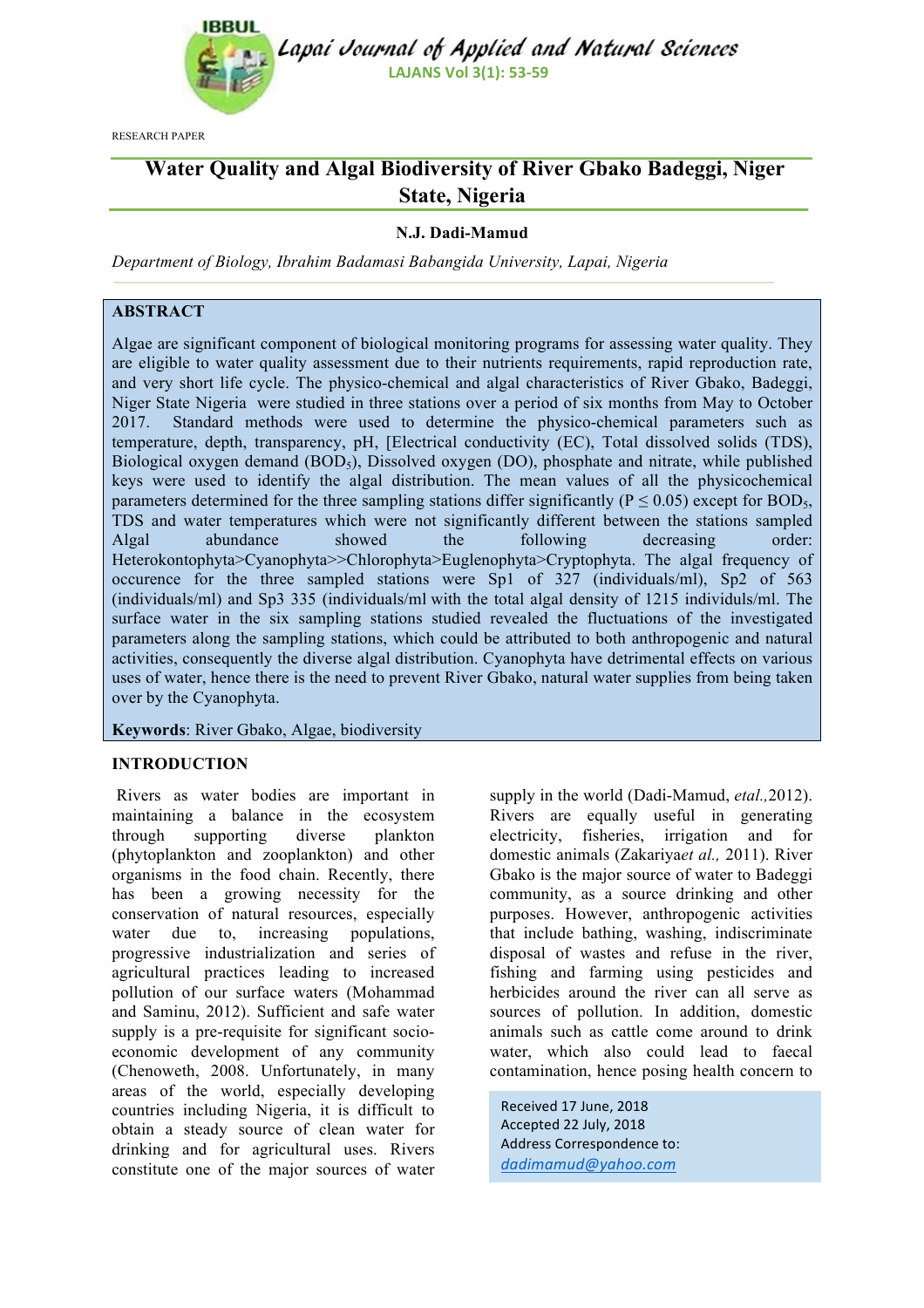RESEARCH PAPER

# Water Quality and Algal Biodiversity of River Gbako Badeggi, Niger State, Nigeria

**N.J. Dadi-Mamud**

*Department of Biology, Ibrahim Badamasi Babangida University, Lapai, Nigeria*

## ABSTRACT

Algae are significant component of biological monitoring programs for assessing water quality. They are eligible to water quality assessment due to their nutrients requirements, rapid reproduction rate, and very short life cycle. The physico-chemical and algal characteristics of River Gbako, Badeggi, Niger State Nigeria were studied in three stations over a period of six months from May to October 2017. Standard methods were used to determine the physico-chemical parameters such as temperature, depth, transparency, pH, [Electrical conductivity (EC), Total dissolved solids (TDS), Biological oxygen demand ($BOD_5$), Dissolved oxygen (DO), phosphate and nitrate, while published keys were used to identify the algal distribution. The mean values of all the physicochemical parameters determined for the three sampling stations differ significantly ($P \leq 0.05$) except for $BOD_5$, TDS and water temperatures which were not significantly different between the stations sampled Algal abundance showed the following decreasing order: Heterokontophyta>Cyanophyta>>Chlorophyta>Euglenophyta>Cryptophyta. The algal frequency of occurence for the three sampled stations were Sp1 of 327 (individuals/ml), Sp2 of 563 (individuals/ml) and Sp3 335 (individuals/ml with the total algal density of 1215 individuls/ml. The surface water in the six sampling stations studied revealed the fluctuations of the investigated parameters along the sampling stations, which could be attributed to both anthropogenic and natural activities, consequently the diverse algal distribution. Cyanophyta have detrimental effects on various uses of water, hence there is the need to prevent River Gbako, natural water supplies from being taken over by the Cyanophyta.

**Keywords**: River Gbako, Algae, biodiversity

## INTRODUCTION

Rivers as water bodies are important in maintaining a balance in the ecosystem through supporting diverse plankton (phytoplankton and zooplankton) and other organisms in the food chain. Recently, there has been a growing necessity for the conservation of natural resources, especially water due to, increasing populations, progressive industrialization and series of agricultural practices leading to increased pollution of our surface waters (Mohammad and Saminu, 2012). Sufficient and safe water supply is a pre-requisite for significant socio-economic development of any community (Chenoweth, 2008. Unfortunately, in many areas of the world, especially developing countries including Nigeria, it is difficult to obtain a steady source of clean water for drinking and for agricultural uses. Rivers constitute one of the major sources of water supply in the world (Dadi-Mamud, *etal.,*2012). Rivers are equally useful in generating electricity, fisheries, irrigation and for domestic animals (Zakariya*et al.,* 2011). River Gbako is the major source of water to Badeggi community, as a source drinking and other purposes. However, anthropogenic activities that include bathing, washing, indiscriminate disposal of wastes and refuse in the river, fishing and farming using pesticides and herbicides around the river can all serve as sources of pollution. In addition, domestic animals such as cattle come around to drink water, which also could lead to faecal contamination, hence posing health concern to

Received 17 June, 2018
Accepted 22 July, 2018
Address Correspondence to:
*dadimamud@yahoo.com*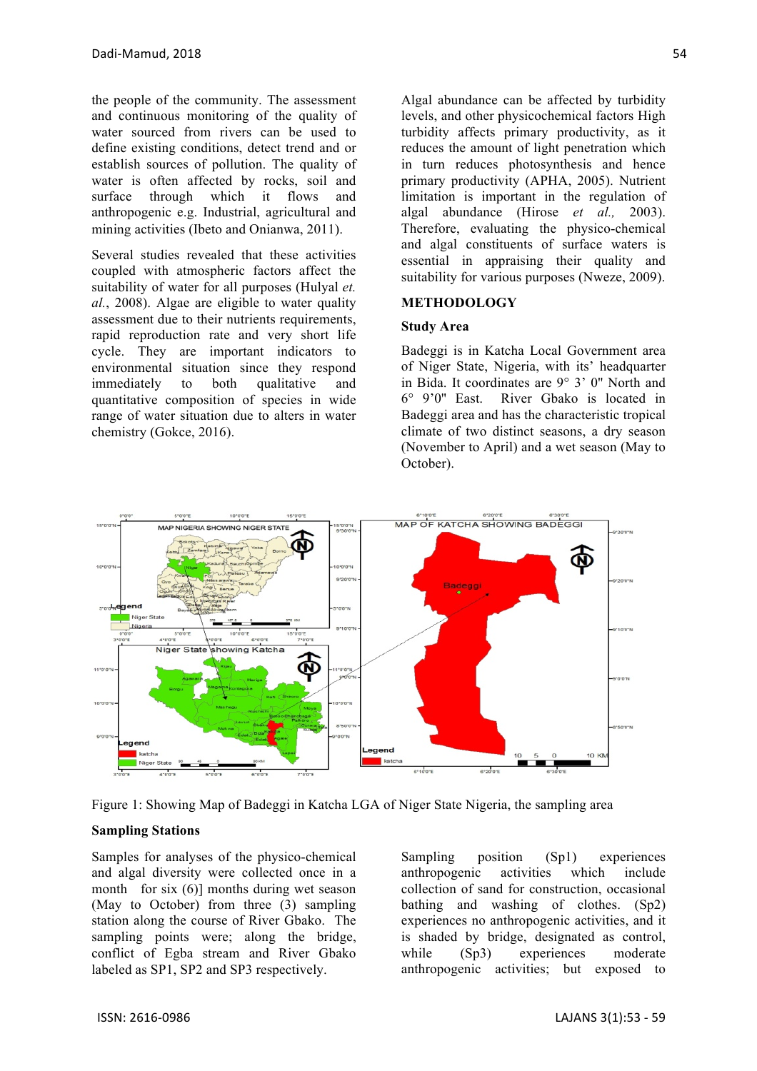the people of the community. The assessment and continuous monitoring of the quality of water sourced from rivers can be used to define existing conditions, detect trend and or establish sources of pollution. The quality of water is often affected by rocks, soil and surface through which it flows and anthropogenic e.g. Industrial, agricultural and mining activities (Ibeto and Onianwa, 2011).

Several studies revealed that these activities coupled with atmospheric factors affect the suitability of water for all purposes (Hulyal *et. al.*, 2008). Algae are eligible to water quality assessment due to their nutrients requirements, rapid reproduction rate and very short life cycle. They are important indicators to environmental situation since they respond immediately to both qualitative and quantitative composition of species in wide range of water situation due to alters in water chemistry (Gokce, 2016).

Algal abundance can be affected by turbidity levels, and other physicochemical factors High turbidity affects primary productivity, as it reduces the amount of light penetration which in turn reduces photosynthesis and hence primary productivity (APHA, 2005). Nutrient limitation is important in the regulation of algal abundance (Hirose *et al.,* 2003). Therefore, evaluating the physico-chemical and algal constituents of surface waters is essential in appraising their quality and suitability for various purposes (Nweze, 2009).

## METHODOLOGY

### Study Area

Badeggi is in Katcha Local Government area of Niger State, Nigeria, with its' headquarter in Bida. It coordinates are 9° 3' 0" North and 6° 9'0" East. River Gbako is located in Badeggi area and has the characteristic tropical climate of two distinct seasons, a dry season (November to April) and a wet season (May to October).

Figure 1: Showing Map of Badeggi in Katcha LGA of Niger State Nigeria, the sampling area

### Sampling Stations

Samples for analyses of the physico-chemical and algal diversity were collected once in a month for six (6)] months during wet season (May to October) from three (3) sampling station along the course of River Gbako. The sampling points were; along the bridge, conflict of Egba stream and River Gbako labeled as SP1, SP2 and SP3 respectively.

Sampling position (Sp1) experiences anthropogenic activities which include collection of sand for construction, occasional bathing and washing of clothes. (Sp2) experiences no anthropogenic activities, and it is shaded by bridge, designated as control, while (Sp3) experiences moderate anthropogenic activities; but exposed to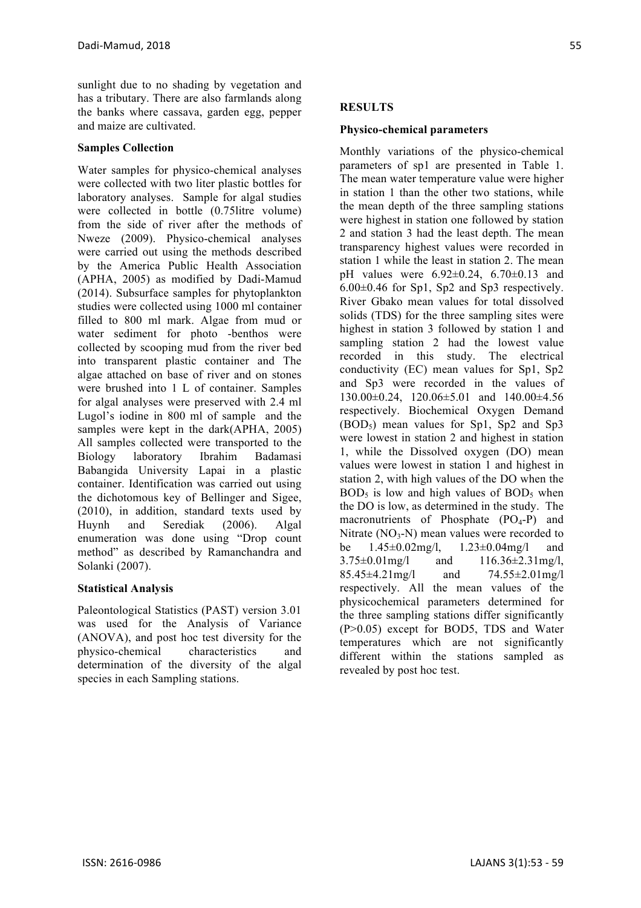sunlight due to no shading by vegetation and has a tributary. There are also farmlands along the banks where cassava, garden egg, pepper and maize are cultivated.

**Samples Collection**

Water samples for physico-chemical analyses were collected with two liter plastic bottles for laboratory analyses. Sample for algal studies were collected in bottle (0.75litre volume) from the side of river after the methods of Nweze (2009). Physico-chemical analyses were carried out using the methods described by the America Public Health Association (APHA, 2005) as modified by Dadi-Mamud (2014). Subsurface samples for phytoplankton studies were collected using 1000 ml container filled to 800 ml mark. Algae from mud or water sediment for photo -benthos were collected by scooping mud from the river bed into transparent plastic container and The algae attached on base of river and on stones were brushed into 1 L of container. Samples for algal analyses were preserved with 2.4 ml Lugol's iodine in 800 ml of sample and the samples were kept in the dark(APHA, 2005) All samples collected were transported to the Biology laboratory Ibrahim Badamasi Babangida University Lapai in a plastic container. Identification was carried out using the dichotomous key of Bellinger and Sigee, (2010), in addition, standard texts used by Huynh and Serediak (2006). Algal enumeration was done using "Drop count method" as described by Ramanchandra and Solanki (2007).

**Statistical Analysis**

Paleontological Statistics (PAST) version 3.01 was used for the Analysis of Variance (ANOVA), and post hoc test diversity for the physico-chemical characteristics and determination of the diversity of the algal species in each Sampling stations.

**RESULTS**

**Physico-chemical parameters**

Monthly variations of the physico-chemical parameters of sp1 are presented in Table 1. The mean water temperature value were higher in station 1 than the other two stations, while the mean depth of the three sampling stations were highest in station one followed by station 2 and station 3 had the least depth. The mean transparency highest values were recorded in station 1 while the least in station 2. The mean pH values were 6.92±0.24, 6.70±0.13 and 6.00±0.46 for Sp1, Sp2 and Sp3 respectively. River Gbako mean values for total dissolved solids (TDS) for the three sampling sites were highest in station 3 followed by station 1 and sampling station 2 had the lowest value recorded in this study. The electrical conductivity (EC) mean values for Sp1, Sp2 and Sp3 were recorded in the values of 130.00±0.24, 120.06±5.01 and 140.00±4.56 respectively. Biochemical Oxygen Demand ($BOD_5$) mean values for Sp1, Sp2 and Sp3 were lowest in station 2 and highest in station 1, while the Dissolved oxygen (DO) mean values were lowest in station 1 and highest in station 2, with high values of the DO when the $BOD_5$ is low and high values of $BOD_5$ when the DO is low, as determined in the study. The macronutrients of Phosphate ($PO_4$-P) and Nitrate ($NO_3$-N) mean values were recorded to be 1.45±0.02mg/l, 1.23±0.04mg/l and 3.75±0.01mg/l and 116.36±2.31mg/l, 85.45±4.21mg/l and 74.55±2.01mg/l respectively. All the mean values of the physicochemical parameters determined for the three sampling stations differ significantly (P>0.05) except for BOD5, TDS and Water temperatures which are not significantly different within the stations sampled as revealed by post hoc test.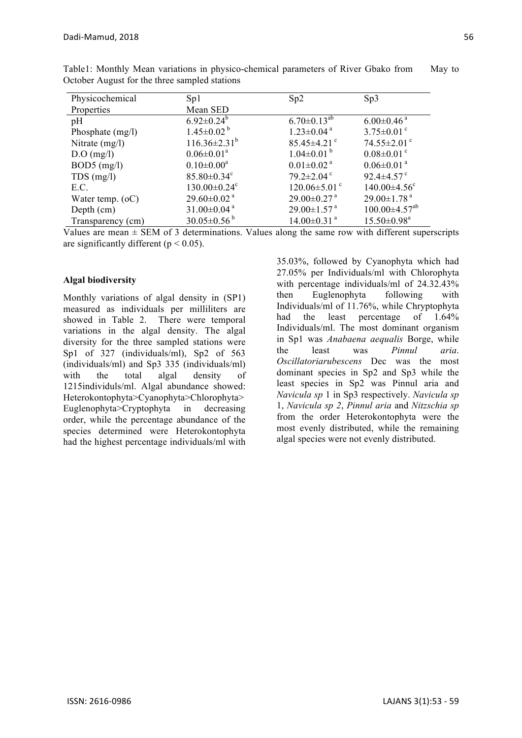Table1: Monthly Mean variations in physico-chemical parameters of River Gbako from May to October August for the three sampled stations

| Physicochemical Properties | Sp1 Mean SED | Sp2 | Sp3 |
|---|---|---|---|
| pH | $6.92\pm0.24^{b}$ | $6.70\pm0.13^{ab}$ | $6.00\pm0.46^{a}$ |
| Phosphate (mg/l) | $1.45\pm0.02^{b}$ | $1.23\pm0.04^{a}$ | $3.75\pm0.01^{c}$ |
| Nitrate (mg/l) | $116.36\pm2.31^{b}$ | $85.45\pm4.21^{c}$ | $74.55\pm2.01^{c}$ |
| D.O (mg/l) | $0.06\pm0.01^{a}$ | $1.04\pm0.01^{b}$ | $0.08\pm0.01^{c}$ |
| BOD5 (mg/l) | $0.10\pm0.00^{a}$ | $0.01\pm0.02^{a}$ | $0.06\pm0.01^{a}$ |
| TDS (mg/l) | $85.80\pm0.34^{c}$ | $79.2\pm2.04^{c}$ | $92.4\pm4.57^{c}$ |
| E.C. | $130.00\pm0.24^{c}$ | $120.06\pm5.01^{c}$ | $140.00\pm4.56^{c}$ |
| Water temp. (oC) | $29.60\pm0.02^{a}$ | $29.00\pm0.27^{a}$ | $29.00\pm1.78^{a}$ |
| Depth (cm) | $31.00\pm0.04^{a}$ | $29.00\pm1.57^{a}$ | $100.00\pm4.57^{ab}$ |
| Transparency (cm) | $30.05\pm0.56^{b}$ | $14.00\pm0.31^{a}$ | $15.50\pm0.98^{a}$ |

Values are mean ± SEM of 3 determinations. Values along the same row with different superscripts are significantly different ($p < 0.05$).

**Algal biodiversity**

Monthly variations of algal density in (SP1) measured as individuals per milliliters are showed in Table 2. There were temporal variations in the algal density. The algal diversity for the three sampled stations were Sp1 of 327 (individuals/ml), Sp2 of 563 (individuals/ml) and Sp3 335 (individuals/ml) with the total algal density of 1215individuls/ml. Algal abundance showed: Heterokontophyta>Cyanophyta>Chlorophyta> Euglenophyta>Cryptophyta in decreasing order, while the percentage abundance of the species determined were Heterokontophyta had the highest percentage individuals/ml with 35.03%, followed by Cyanophyta which had 27.05% per Individuals/ml with Chlorophyta with percentage individuals/ml of 24.32.43% then Euglenophyta following with Individuals/ml of 11.76%, while Chryptophyta had the least percentage of 1.64% Individuals/ml. The most dominant organism in Sp1 was *Anabaena aequalis* Borge, while the least was *Pinnul aria*. *Oscillatoriarubescens* Dec was the most dominant species in Sp2 and Sp3 while the least species in Sp2 was Pinnul aria and *Navicula sp* 1 in Sp3 respectively. *Navicula sp* 1, *Navicula sp 2*, *Pinnul aria* and *Nitzschia sp* from the order Heterokontophyta were the most evenly distributed, while the remaining algal species were not evenly distributed.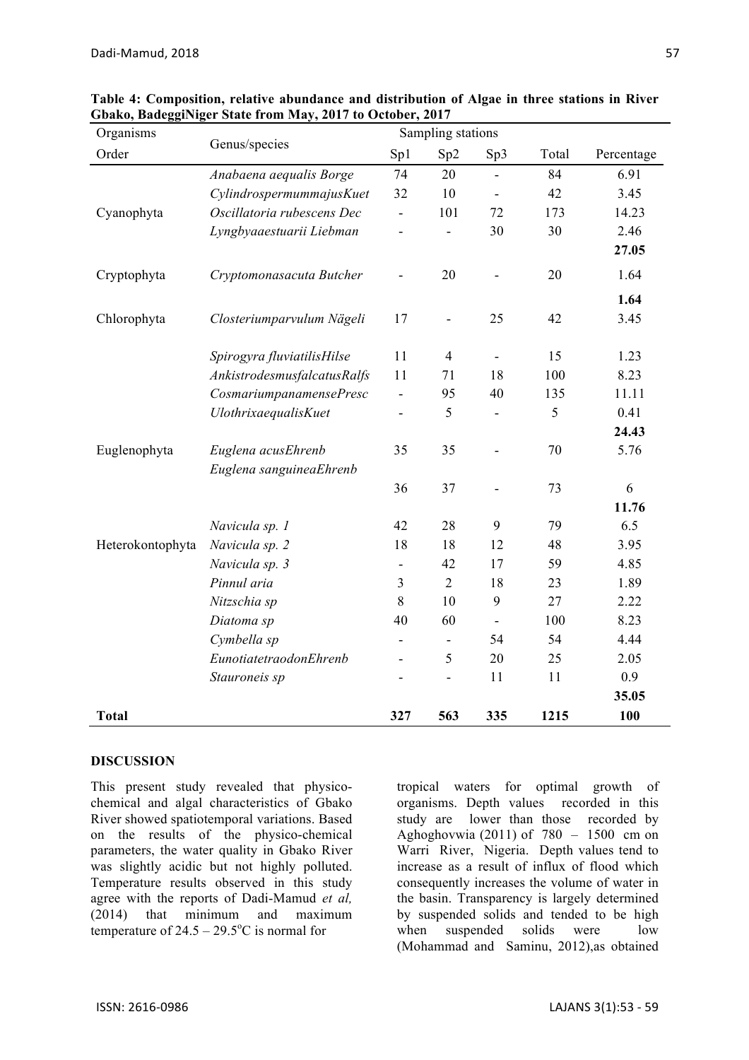**Table 4: Composition, relative abundance and distribution of Algae in three stations in River Gbako, BadeggiNiger State from May, 2017 to October, 2017**

| Organisms Order | Genus/species | Sampling stations Sp1 | Sp2 | Sp3 | Total | Percentage |
|---|---|---|---|---|---|---|
| | *Anabaena aequalis Borge* | 74 | 20 | - | 84 | 6.91 |
| | *CylindrospermummajusKuet* | 32 | 10 | - | 42 | 3.45 |
| Cyanophyta | *Oscillatoria rubescens Dec* | - | 101 | 72 | 173 | 14.23 |
| | *Lyngbyaaestuarii Liebman* | - | - | 30 | 30 | 2.46 |
| | | | | | | **27.05** |
| Cryptophyta | *Cryptomonasacuta Butcher* | - | 20 | - | 20 | 1.64 |
| | | | | | | **1.64** |
| Chlorophyta | *Closteriumparvulum Nägeli* | 17 | - | 25 | 42 | 3.45 |
| | *Spirogyra fluviatilisHilse* | 11 | 4 | - | 15 | 1.23 |
| | *AnkistrodesmusfalcatusRalfs* | 11 | 71 | 18 | 100 | 8.23 |
| | *CosmariumpanamensePresc* | - | 95 | 40 | 135 | 11.11 |
| | *UlothrixaequalisKuet* | - | 5 | - | 5 | 0.41 |
| | | | | | | **24.43** |
| Euglenophyta | *Euglena acusEhrenb* | 35 | 35 | - | 70 | 5.76 |
| | *Euglena sanguineaEhrenb* | 36 | 37 | - | 73 | 6 |
| | | | | | | **11.76** |
| | *Navicula sp. 1* | 42 | 28 | 9 | 79 | 6.5 |
| Heterokontophyta | *Navicula sp. 2* | 18 | 18 | 12 | 48 | 3.95 |
| | *Navicula sp. 3* | - | 42 | 17 | 59 | 4.85 |
| | *Pinnul aria* | 3 | 2 | 18 | 23 | 1.89 |
| | *Nitzschia sp* | 8 | 10 | 9 | 27 | 2.22 |
| | *Diatoma sp* | 40 | 60 | - | 100 | 8.23 |
| | *Cymbella sp* | - | - | 54 | 54 | 4.44 |
| | *EunotiatetraodonEhrenb* | - | 5 | 20 | 25 | 2.05 |
| | *Stauroneis sp* | - | - | 11 | 11 | 0.9 |
| | | | | | | **35.05** |
| **Total** | | **327** | **563** | **335** | **1215** | **100** |

## DISCUSSION

This present study revealed that physico-chemical and algal characteristics of Gbako River showed spatiotemporal variations. Based on the results of the physico-chemical parameters, the water quality in Gbako River was slightly acidic but not highly polluted. Temperature results observed in this study agree with the reports of Dadi-Mamud *et al,* (2014) that minimum and maximum temperature of $24.5 – 29.5^{o}C$ is normal for tropical waters for optimal growth of organisms. Depth values recorded in this study are lower than those recorded by Aghoghovwia (2011) of 780 – 1500 cm on Warri River, Nigeria. Depth values tend to increase as a result of influx of flood which consequently increases the volume of water in the basin. Transparency is largely determined by suspended solids and tended to be high when suspended solids were low (Mohammad and Saminu, 2012),as obtained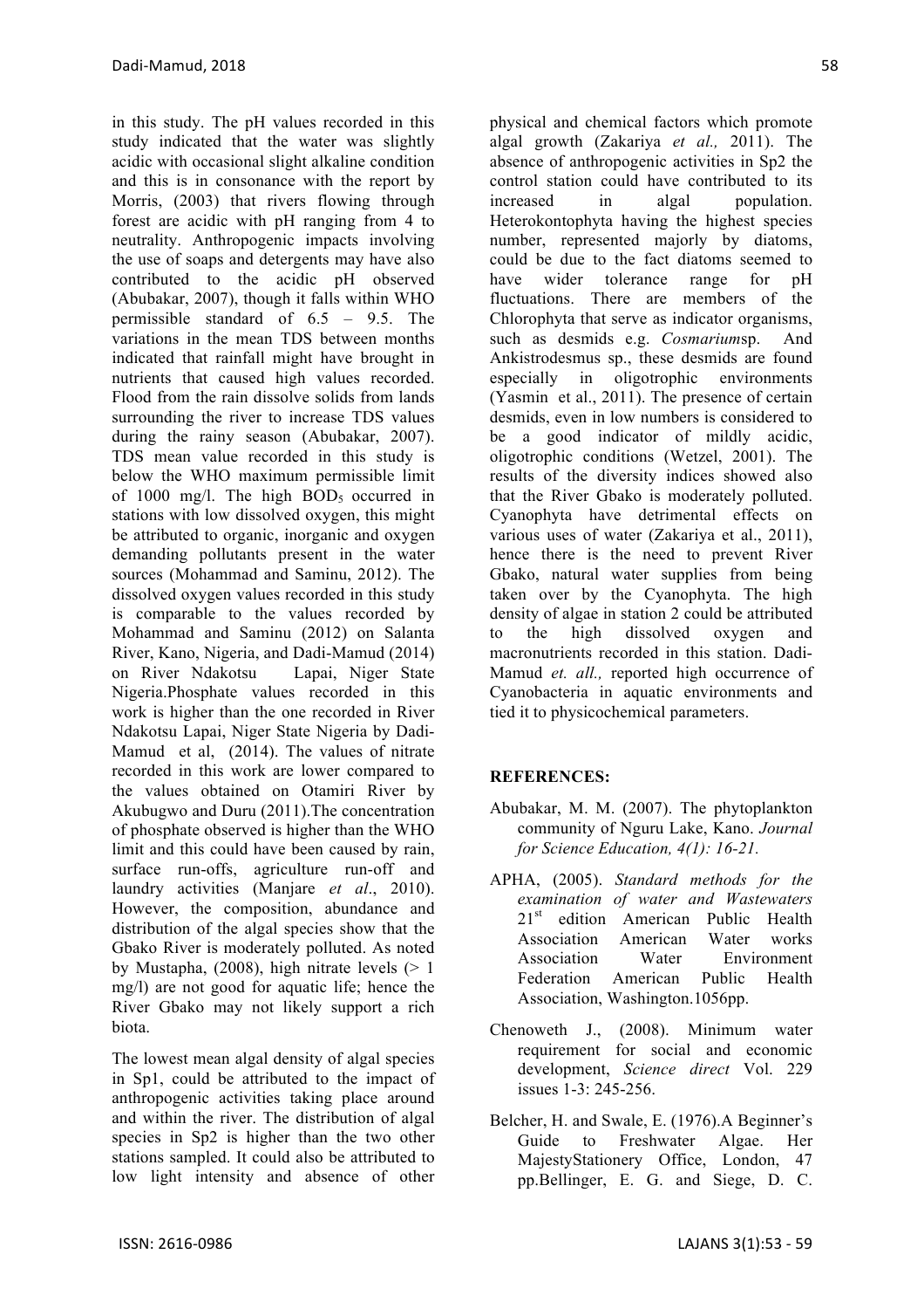in this study. The pH values recorded in this study indicated that the water was slightly acidic with occasional slight alkaline condition and this is in consonance with the report by Morris, (2003) that rivers flowing through forest are acidic with pH ranging from 4 to neutrality. Anthropogenic impacts involving the use of soaps and detergents may have also contributed to the acidic pH observed (Abubakar, 2007), though it falls within WHO permissible standard of 6.5 – 9.5. The variations in the mean TDS between months indicated that rainfall might have brought in nutrients that caused high values recorded. Flood from the rain dissolve solids from lands surrounding the river to increase TDS values during the rainy season (Abubakar, 2007). TDS mean value recorded in this study is below the WHO maximum permissible limit of 1000 mg/l. The high $BOD_5$ occurred in stations with low dissolved oxygen, this might be attributed to organic, inorganic and oxygen demanding pollutants present in the water sources (Mohammad and Saminu, 2012). The dissolved oxygen values recorded in this study is comparable to the values recorded by Mohammad and Saminu (2012) on Salanta River, Kano, Nigeria, and Dadi-Mamud (2014) on River Ndakotsu Lapai, Niger State Nigeria.Phosphate values recorded in this work is higher than the one recorded in River Ndakotsu Lapai, Niger State Nigeria by Dadi-Mamud et al, (2014). The values of nitrate recorded in this work are lower compared to the values obtained on Otamiri River by Akubugwo and Duru (2011).The concentration of phosphate observed is higher than the WHO limit and this could have been caused by rain, surface run-offs, agriculture run-off and laundry activities (Manjare *et al*., 2010). However, the composition, abundance and distribution of the algal species show that the Gbako River is moderately polluted. As noted by Mustapha, (2008), high nitrate levels (> 1 mg/l) are not good for aquatic life; hence the River Gbako may not likely support a rich biota.

The lowest mean algal density of algal species in Sp1, could be attributed to the impact of anthropogenic activities taking place around and within the river. The distribution of algal species in Sp2 is higher than the two other stations sampled. It could also be attributed to low light intensity and absence of other physical and chemical factors which promote algal growth (Zakariya *et al.,* 2011). The absence of anthropogenic activities in Sp2 the control station could have contributed to its increased in algal population. Heterokontophyta having the highest species number, represented majorly by diatoms, could be due to the fact diatoms seemed to have wider tolerance range for pH fluctuations. There are members of the Chlorophyta that serve as indicator organisms, such as desmids e.g. *Cosmarium*sp. And Ankistrodesmus sp., these desmids are found especially in oligotrophic environments (Yasmin et al., 2011). The presence of certain desmids, even in low numbers is considered to be a good indicator of mildly acidic, oligotrophic conditions (Wetzel, 2001). The results of the diversity indices showed also that the River Gbako is moderately polluted. Cyanophyta have detrimental effects on various uses of water (Zakariya et al., 2011), hence there is the need to prevent River Gbako, natural water supplies from being taken over by the Cyanophyta. The high density of algae in station 2 could be attributed to the high dissolved oxygen and macronutrients recorded in this station. Dadi-Mamud *et. all.,* reported high occurrence of Cyanobacteria in aquatic environments and tied it to physicochemical parameters.

## REFERENCES:

Abubakar, M. M. (2007). The phytoplankton community of Nguru Lake, Kano. *Journal for Science Education, 4(1): 16-21.*

APHA, (2005). *Standard methods for the examination of water and Wastewaters* 21st edition American Public Health Association American Water works Association Water Environment Federation American Public Health Association, Washington.1056pp.

Chenoweth J., (2008). Minimum water requirement for social and economic development, *Science direct* Vol. 229 issues 1-3: 245-256.

Belcher, H. and Swale, E. (1976).A Beginner's Guide to Freshwater Algae. Her MajestyStationery Office, London, 47 pp.Bellinger, E. G. and Siege, D. C.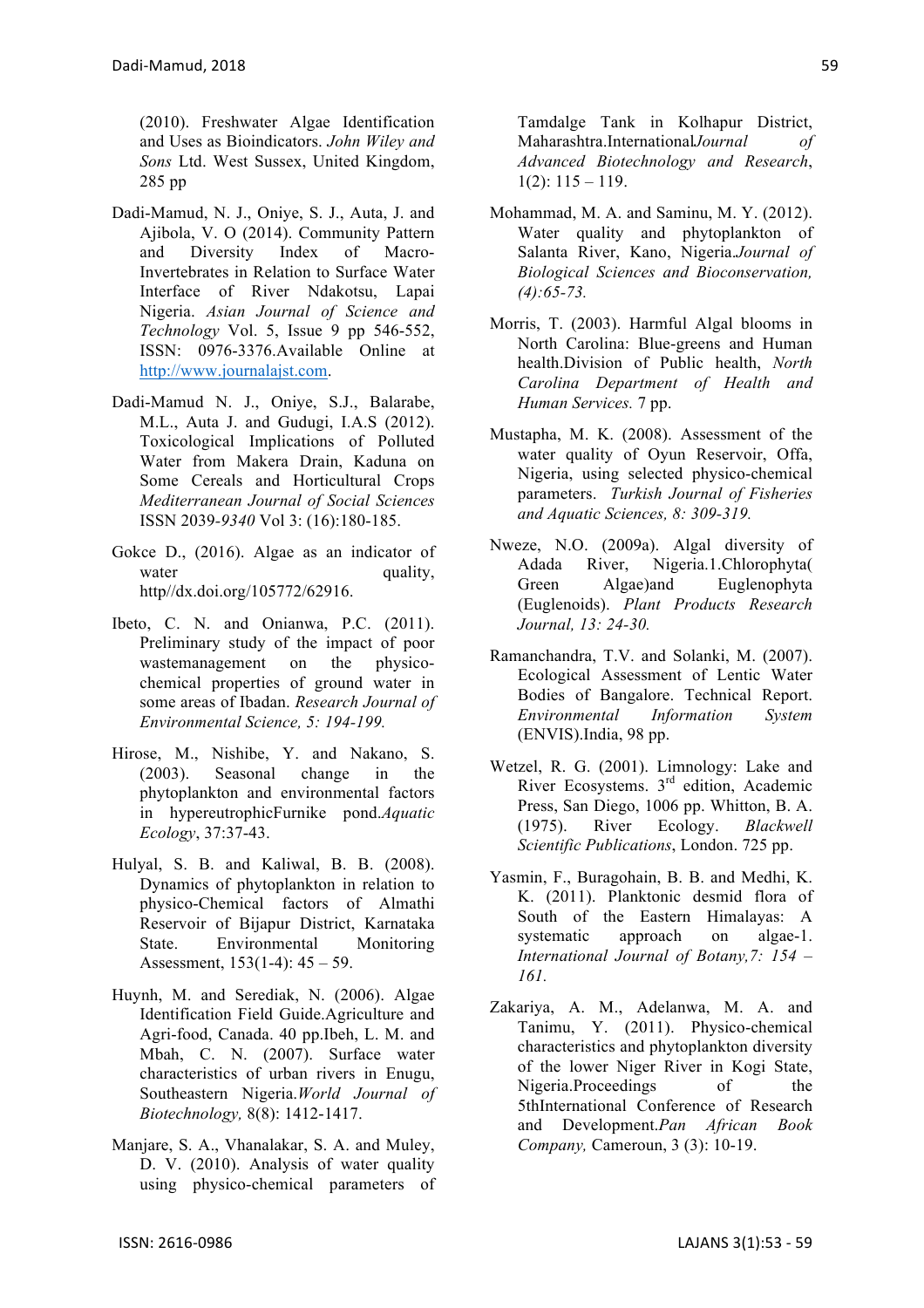(2010). Freshwater Algae Identification and Uses as Bioindicators. *John Wiley and Sons* Ltd. West Sussex, United Kingdom, 285 pp

Dadi-Mamud, N. J., Oniye, S. J., Auta, J. and Ajibola, V. O (2014). Community Pattern and Diversity Index of Macro-Invertebrates in Relation to Surface Water Interface of River Ndakotsu, Lapai Nigeria. *Asian Journal of Science and Technology* Vol. 5, Issue 9 pp 546-552, ISSN: 0976-3376.Available Online at http://www.journalajst.com.

Dadi-Mamud N. J., Oniye, S.J., Balarabe, M.L., Auta J. and Gudugi, I.A.S (2012). Toxicological Implications of Polluted Water from Makera Drain, Kaduna on Some Cereals and Horticultural Crops *Mediterranean Journal of Social Sciences* ISSN 2039-*9340* Vol 3: (16):180-185.

Gokce D., (2016). Algae as an indicator of water quality, http//dx.doi.org/105772/62916.

Ibeto, C. N. and Onianwa, P.C. (2011). Preliminary study of the impact of poor wastemanagement on the physico-chemical properties of ground water in some areas of Ibadan. *Research Journal of Environmental Science, 5: 194-199.*

Hirose, M., Nishibe, Y. and Nakano, S. (2003). Seasonal change in the phytoplankton and environmental factors in hypereutrophicFurnike pond.*Aquatic Ecology*, 37:37-43.

Hulyal, S. B. and Kaliwal, B. B. (2008). Dynamics of phytoplankton in relation to physico-Chemical factors of Almathi Reservoir of Bijapur District, Karnataka State. Environmental Monitoring Assessment, 153(1-4): 45 – 59.

Huynh, M. and Serediak, N. (2006). Algae Identification Field Guide.Agriculture and Agri-food, Canada. 40 pp.Ibeh, L. M. and Mbah, C. N. (2007). Surface water characteristics of urban rivers in Enugu, Southeastern Nigeria.*World Journal of Biotechnology,* 8(8): 1412-1417.

Manjare, S. A., Vhanalakar, S. A. and Muley, D. V. (2010). Analysis of water quality using physico-chemical parameters of Tamdalge Tank in Kolhapur District, Maharashtra.International*Journal of Advanced Biotechnology and Research*, 1(2): 115 – 119.

Mohammad, M. A. and Saminu, M. Y. (2012). Water quality and phytoplankton of Salanta River, Kano, Nigeria.*Journal of Biological Sciences and Bioconservation, (4):65-73.*

Morris, T. (2003). Harmful Algal blooms in North Carolina: Blue-greens and Human health.Division of Public health, *North Carolina Department of Health and Human Services.* 7 pp.

Mustapha, M. K. (2008). Assessment of the water quality of Oyun Reservoir, Offa, Nigeria, using selected physico-chemical parameters. *Turkish Journal of Fisheries and Aquatic Sciences, 8: 309-319.*

Nweze, N.O. (2009a). Algal diversity of Adada River, Nigeria.1.Chlorophyta( Green Algae)and Euglenophyta (Euglenoids). *Plant Products Research Journal, 13: 24-30.*

Ramanchandra, T.V. and Solanki, M. (2007). Ecological Assessment of Lentic Water Bodies of Bangalore. Technical Report. *Environmental Information System* (ENVIS).India, 98 pp.

Wetzel, R. G. (2001). Limnology: Lake and River Ecosystems. 3rd edition, Academic Press, San Diego, 1006 pp. Whitton, B. A. (1975). River Ecology. *Blackwell Scientific Publications*, London. 725 pp.

Yasmin, F., Buragohain, B. B. and Medhi, K. K. (2011). Planktonic desmid flora of South of the Eastern Himalayas: A systematic approach on algae-1. *International Journal of Botany,7: 154 – 161.*

Zakariya, A. M., Adelanwa, M. A. and Tanimu, Y. (2011). Physico-chemical characteristics and phytoplankton diversity of the lower Niger River in Kogi State, Nigeria.Proceedings of the 5thInternational Conference of Research and Development.*Pan African Book Company,* Cameroun, 3 (3): 10-19.